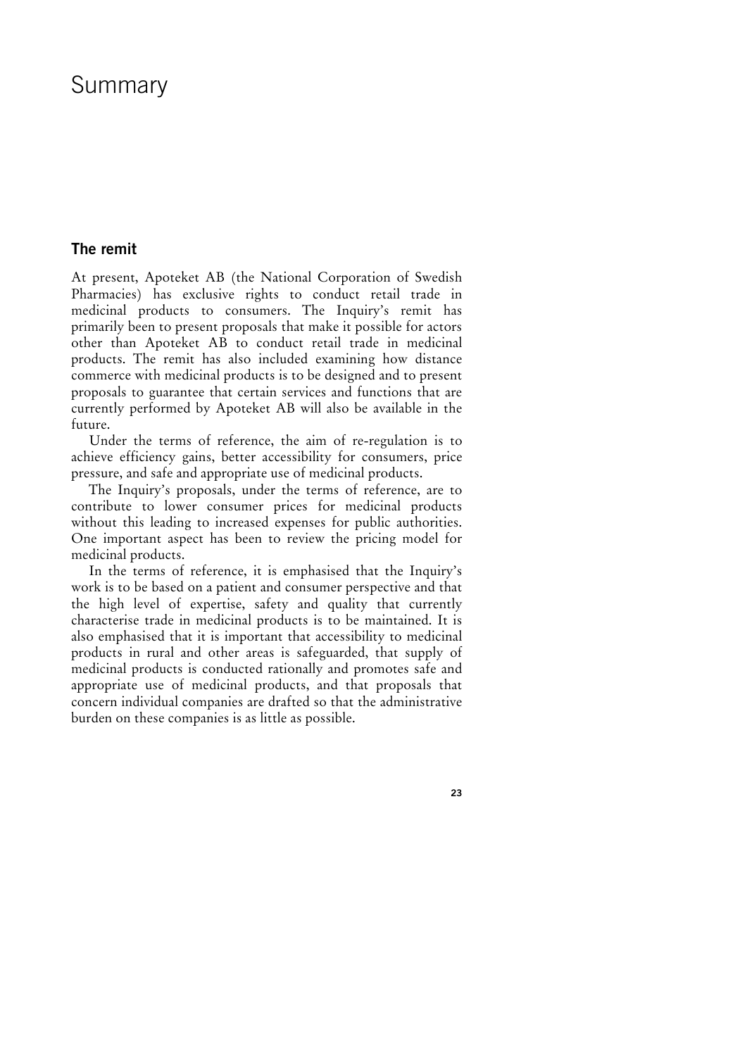# Summary

## The remit

At present, Apoteket AB (the National Corporation of Swedish Pharmacies) has exclusive rights to conduct retail trade in medicinal products to consumers. The Inquiry's remit has primarily been to present proposals that make it possible for actors other than Apoteket AB to conduct retail trade in medicinal products. The remit has also included examining how distance commerce with medicinal products is to be designed and to present proposals to guarantee that certain services and functions that are currently performed by Apoteket AB will also be available in the future.

Under the terms of reference, the aim of re-regulation is to achieve efficiency gains, better accessibility for consumers, price pressure, and safe and appropriate use of medicinal products.

The Inquiry's proposals, under the terms of reference, are to contribute to lower consumer prices for medicinal products without this leading to increased expenses for public authorities. One important aspect has been to review the pricing model for medicinal products.

In the terms of reference, it is emphasised that the Inquiry's work is to be based on a patient and consumer perspective and that the high level of expertise, safety and quality that currently characterise trade in medicinal products is to be maintained. It is also emphasised that it is important that accessibility to medicinal products in rural and other areas is safeguarded, that supply of medicinal products is conducted rationally and promotes safe and appropriate use of medicinal products, and that proposals that concern individual companies are drafted so that the administrative burden on these companies is as little as possible.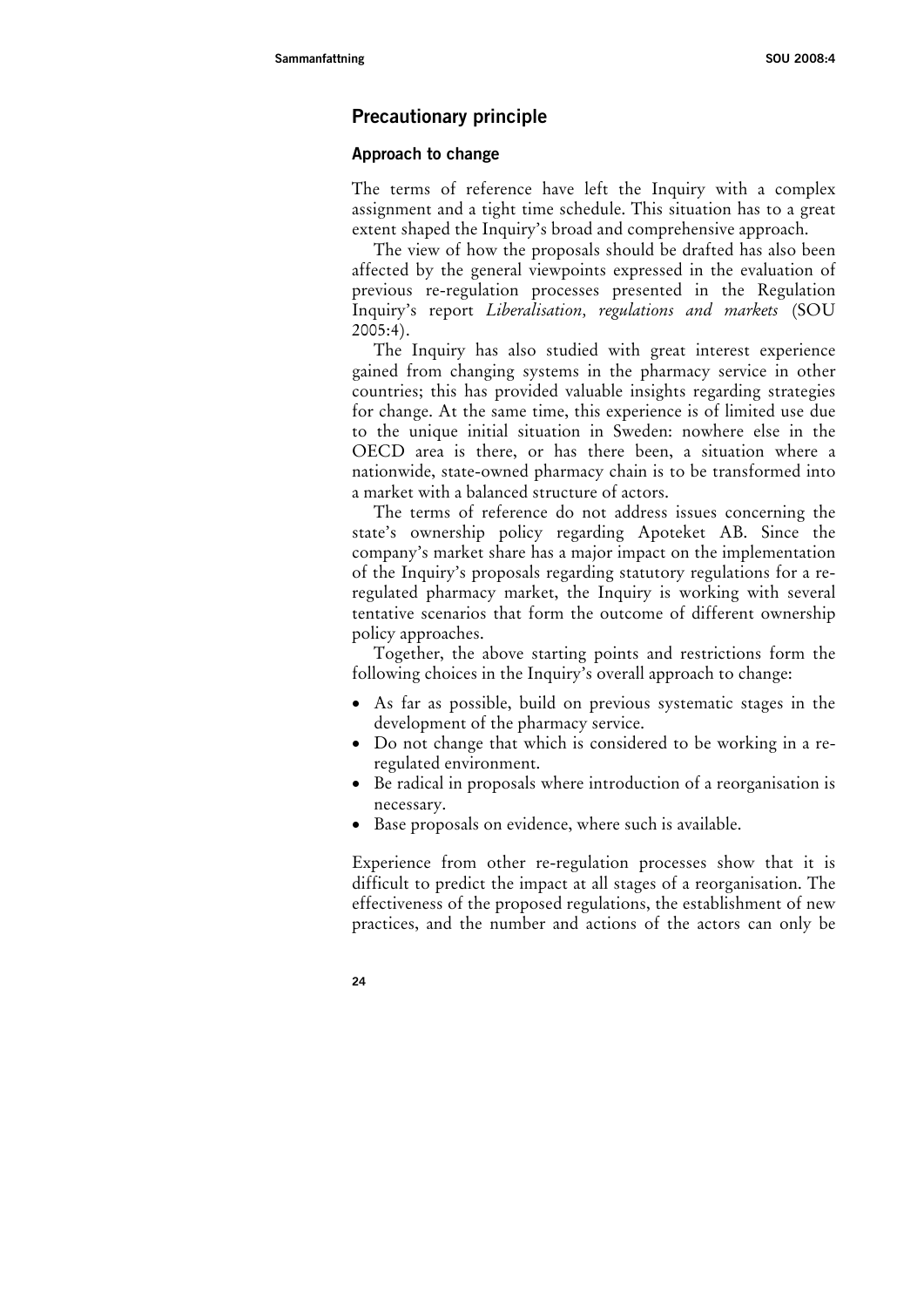## Precautionary principle

### Approach to change

The terms of reference have left the Inquiry with a complex assignment and a tight time schedule. This situation has to a great extent shaped the Inquiry's broad and comprehensive approach.

The view of how the proposals should be drafted has also been affected by the general viewpoints expressed in the evaluation of previous re-regulation processes presented in the Regulation Inquiry's report *Liberalisation, regulations and markets* (SOU 2005:4).

The Inquiry has also studied with great interest experience gained from changing systems in the pharmacy service in other countries; this has provided valuable insights regarding strategies for change. At the same time, this experience is of limited use due to the unique initial situation in Sweden: nowhere else in the OECD area is there, or has there been, a situation where a nationwide, state-owned pharmacy chain is to be transformed into a market with a balanced structure of actors.

The terms of reference do not address issues concerning the state's ownership policy regarding Apoteket AB. Since the company's market share has a major impact on the implementation of the Inquiry's proposals regarding statutory regulations for a re-regulated pharmacy market, the Inquiry is working with several tentative scenarios that form the outcome of different ownership policy approaches.

Together, the above starting points and restrictions form the following choices in the Inquiry's overall approach to change:

- As far as possible, build on previous systematic stages in the development of the pharmacy service.
- Do not change that which is considered to be working in a re-regulated environment.
- Be radical in proposals where introduction of a reorganisation is necessary.
- Base proposals on evidence, where such is available.

Experience from other re-regulation processes show that it is difficult to predict the impact at all stages of a reorganisation. The effectiveness of the proposed regulations, the establishment of new practices, and the number and actions of the actors can only be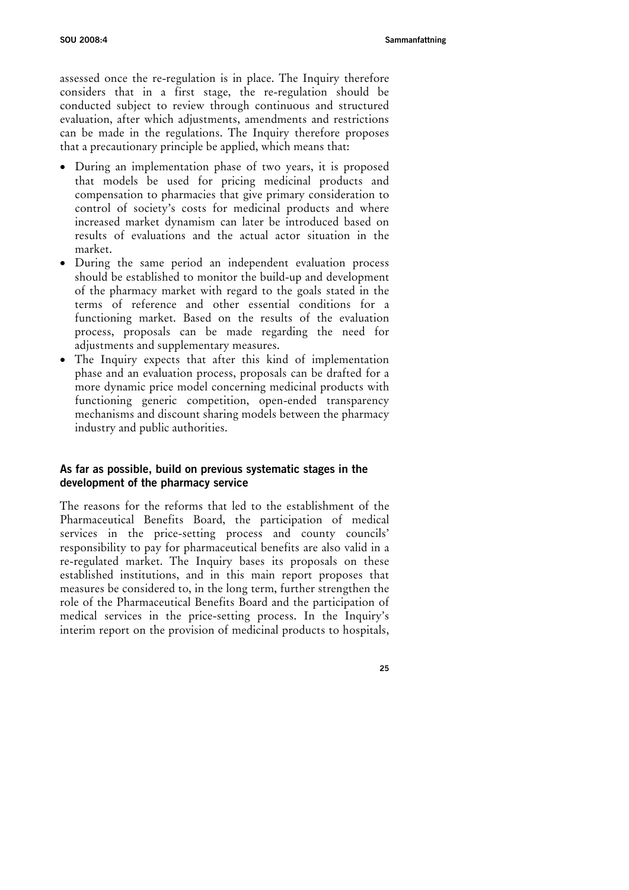assessed once the re-regulation is in place. The Inquiry therefore considers that in a first stage, the re-regulation should be conducted subject to review through continuous and structured evaluation, after which adjustments, amendments and restrictions can be made in the regulations. The Inquiry therefore proposes that a precautionary principle be applied, which means that:

- During an implementation phase of two years, it is proposed that models be used for pricing medicinal products and compensation to pharmacies that give primary consideration to control of society's costs for medicinal products and where increased market dynamism can later be introduced based on results of evaluations and the actual actor situation in the market.
- During the same period an independent evaluation process should be established to monitor the build-up and development of the pharmacy market with regard to the goals stated in the terms of reference and other essential conditions for a functioning market. Based on the results of the evaluation process, proposals can be made regarding the need for adjustments and supplementary measures.
- The Inquiry expects that after this kind of implementation phase and an evaluation process, proposals can be drafted for a more dynamic price model concerning medicinal products with functioning generic competition, open-ended transparency mechanisms and discount sharing models between the pharmacy industry and public authorities.

### As far as possible, build on previous systematic stages in the development of the pharmacy service

The reasons for the reforms that led to the establishment of the Pharmaceutical Benefits Board, the participation of medical services in the price-setting process and county councils' responsibility to pay for pharmaceutical benefits are also valid in a re-regulated market. The Inquiry bases its proposals on these established institutions, and in this main report proposes that measures be considered to, in the long term, further strengthen the role of the Pharmaceutical Benefits Board and the participation of medical services in the price-setting process. In the Inquiry's interim report on the provision of medicinal products to hospitals,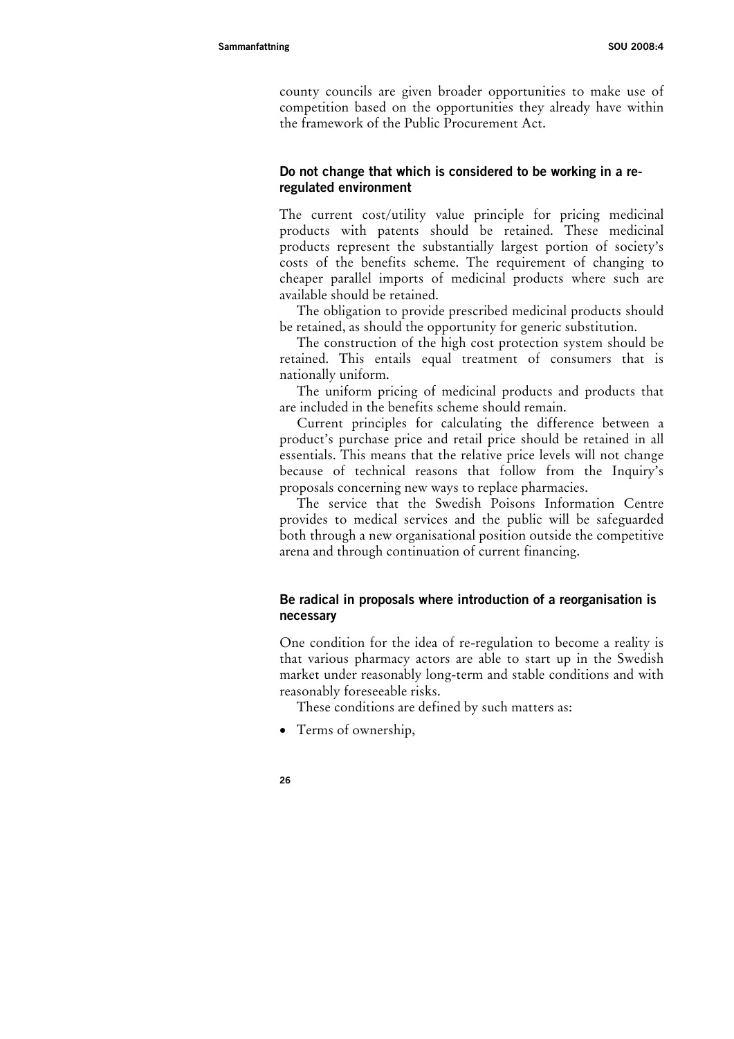county councils are given broader opportunities to make use of competition based on the opportunities they already have within the framework of the Public Procurement Act.

### Do not change that which is considered to be working in a re-regulated environment

The current cost/utility value principle for pricing medicinal products with patents should be retained. These medicinal products represent the substantially largest portion of society's costs of the benefits scheme. The requirement of changing to cheaper parallel imports of medicinal products where such are available should be retained.

The obligation to provide prescribed medicinal products should be retained, as should the opportunity for generic substitution.

The construction of the high cost protection system should be retained. This entails equal treatment of consumers that is nationally uniform.

The uniform pricing of medicinal products and products that are included in the benefits scheme should remain.

Current principles for calculating the difference between a product's purchase price and retail price should be retained in all essentials. This means that the relative price levels will not change because of technical reasons that follow from the Inquiry's proposals concerning new ways to replace pharmacies.

The service that the Swedish Poisons Information Centre provides to medical services and the public will be safeguarded both through a new organisational position outside the competitive arena and through continuation of current financing.

### Be radical in proposals where introduction of a reorganisation is necessary

One condition for the idea of re-regulation to become a reality is that various pharmacy actors are able to start up in the Swedish market under reasonably long-term and stable conditions and with reasonably foreseeable risks.

These conditions are defined by such matters as:

- Terms of ownership,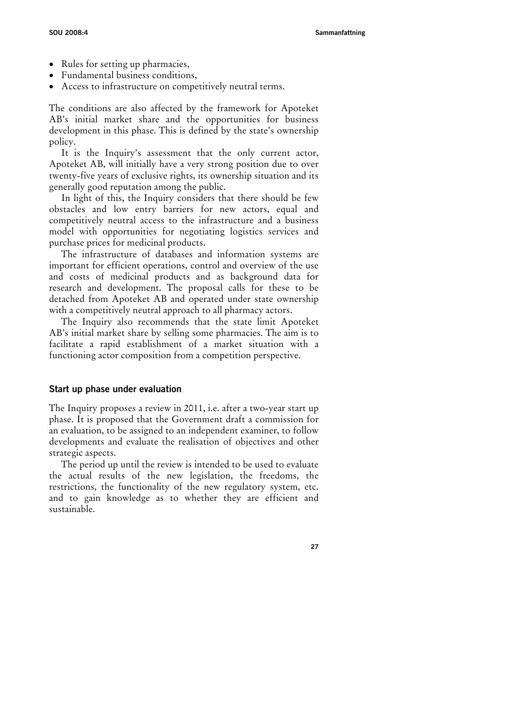- Rules for setting up pharmacies,
- Fundamental business conditions,
- Access to infrastructure on competitively neutral terms.

The conditions are also affected by the framework for Apoteket AB's initial market share and the opportunities for business development in this phase. This is defined by the state's ownership policy.

It is the Inquiry's assessment that the only current actor, Apoteket AB, will initially have a very strong position due to over twenty-five years of exclusive rights, its ownership situation and its generally good reputation among the public.

In light of this, the Inquiry considers that there should be few obstacles and low entry barriers for new actors, equal and competitively neutral access to the infrastructure and a business model with opportunities for negotiating logistics services and purchase prices for medicinal products.

The infrastructure of databases and information systems are important for efficient operations, control and overview of the use and costs of medicinal products and as background data for research and development. The proposal calls for these to be detached from Apoteket AB and operated under state ownership with a competitively neutral approach to all pharmacy actors.

The Inquiry also recommends that the state limit Apoteket AB's initial market share by selling some pharmacies. The aim is to facilitate a rapid establishment of a market situation with a functioning actor composition from a competition perspective.

### Start up phase under evaluation

The Inquiry proposes a review in 2011, i.e. after a two-year start up phase. It is proposed that the Government draft a commission for an evaluation, to be assigned to an independent examiner, to follow developments and evaluate the realisation of objectives and other strategic aspects.

The period up until the review is intended to be used to evaluate the actual results of the new legislation, the freedoms, the restrictions, the functionality of the new regulatory system, etc. and to gain knowledge as to whether they are efficient and sustainable.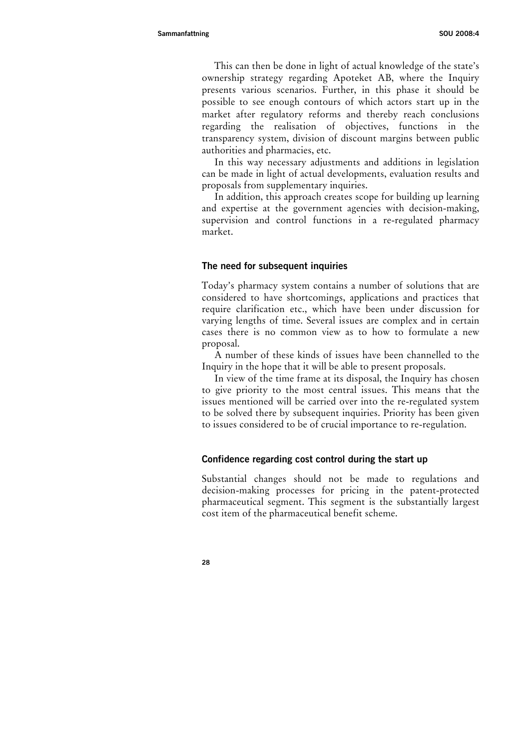This can then be done in light of actual knowledge of the state's ownership strategy regarding Apoteket AB, where the Inquiry presents various scenarios. Further, in this phase it should be possible to see enough contours of which actors start up in the market after regulatory reforms and thereby reach conclusions regarding the realisation of objectives, functions in the transparency system, division of discount margins between public authorities and pharmacies, etc.

In this way necessary adjustments and additions in legislation can be made in light of actual developments, evaluation results and proposals from supplementary inquiries.

In addition, this approach creates scope for building up learning and expertise at the government agencies with decision-making, supervision and control functions in a re-regulated pharmacy market.

### The need for subsequent inquiries

Today's pharmacy system contains a number of solutions that are considered to have shortcomings, applications and practices that require clarification etc., which have been under discussion for varying lengths of time. Several issues are complex and in certain cases there is no common view as to how to formulate a new proposal.

A number of these kinds of issues have been channelled to the Inquiry in the hope that it will be able to present proposals.

In view of the time frame at its disposal, the Inquiry has chosen to give priority to the most central issues. This means that the issues mentioned will be carried over into the re-regulated system to be solved there by subsequent inquiries. Priority has been given to issues considered to be of crucial importance to re-regulation.

### Confidence regarding cost control during the start up

Substantial changes should not be made to regulations and decision-making processes for pricing in the patent-protected pharmaceutical segment. This segment is the substantially largest cost item of the pharmaceutical benefit scheme.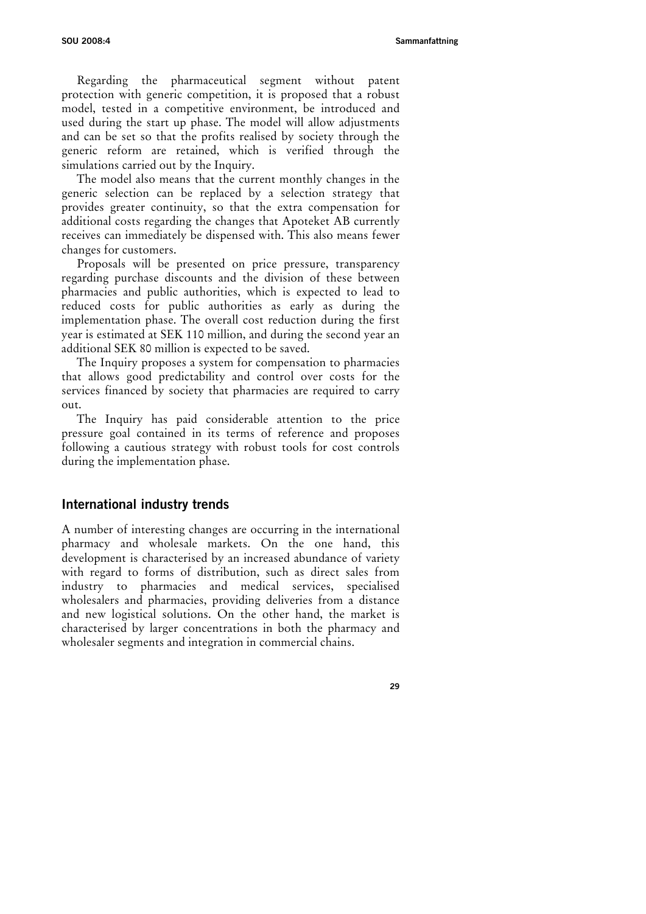Regarding the pharmaceutical segment without patent protection with generic competition, it is proposed that a robust model, tested in a competitive environment, be introduced and used during the start up phase. The model will allow adjustments and can be set so that the profits realised by society through the generic reform are retained, which is verified through the simulations carried out by the Inquiry.

The model also means that the current monthly changes in the generic selection can be replaced by a selection strategy that provides greater continuity, so that the extra compensation for additional costs regarding the changes that Apoteket AB currently receives can immediately be dispensed with. This also means fewer changes for customers.

Proposals will be presented on price pressure, transparency regarding purchase discounts and the division of these between pharmacies and public authorities, which is expected to lead to reduced costs for public authorities as early as during the implementation phase. The overall cost reduction during the first year is estimated at SEK 110 million, and during the second year an additional SEK 80 million is expected to be saved.

The Inquiry proposes a system for compensation to pharmacies that allows good predictability and control over costs for the services financed by society that pharmacies are required to carry out.

The Inquiry has paid considerable attention to the price pressure goal contained in its terms of reference and proposes following a cautious strategy with robust tools for cost controls during the implementation phase.

## International industry trends

A number of interesting changes are occurring in the international pharmacy and wholesale markets. On the one hand, this development is characterised by an increased abundance of variety with regard to forms of distribution, such as direct sales from industry to pharmacies and medical services, specialised wholesalers and pharmacies, providing deliveries from a distance and new logistical solutions. On the other hand, the market is characterised by larger concentrations in both the pharmacy and wholesaler segments and integration in commercial chains.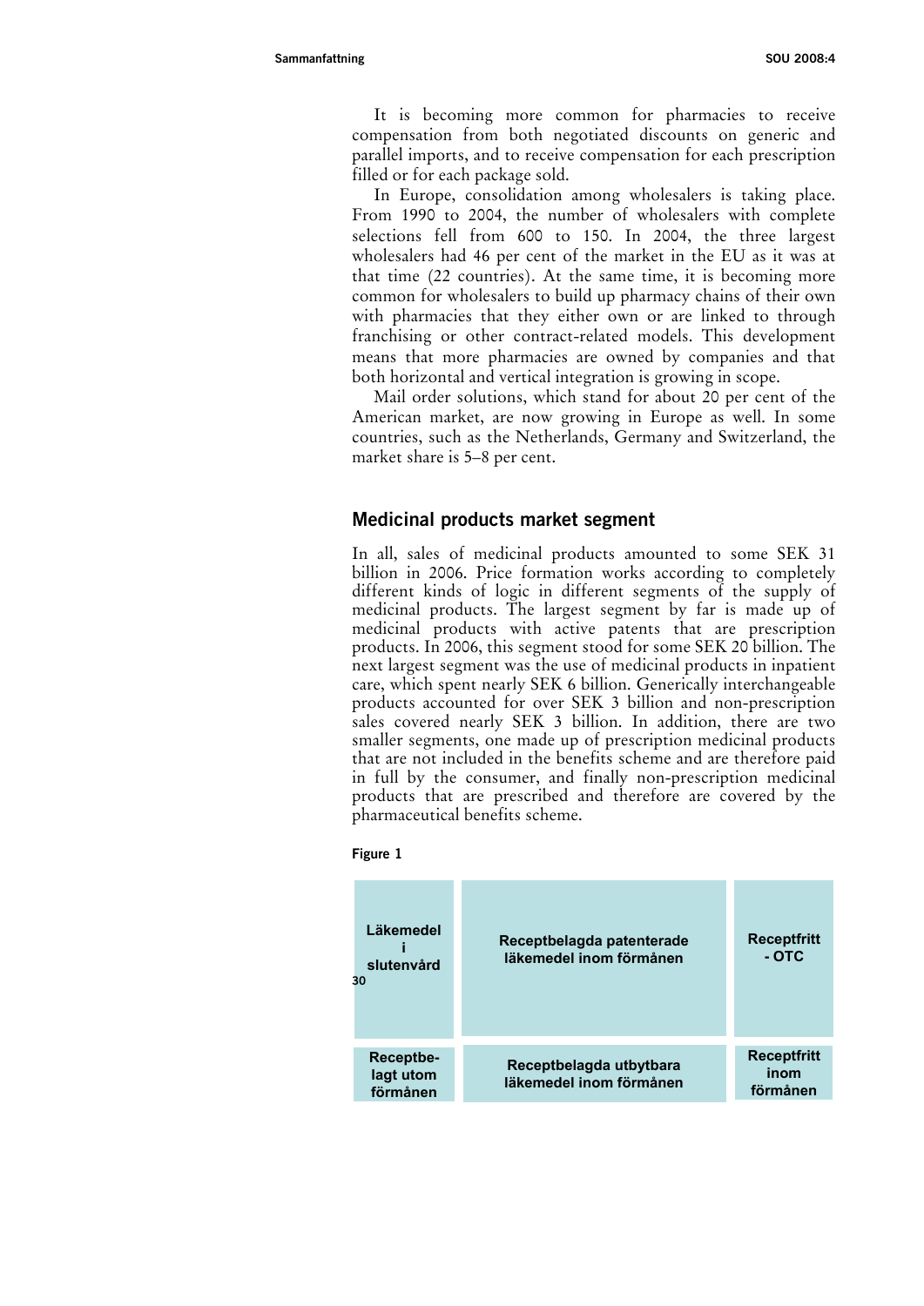It is becoming more common for pharmacies to receive compensation from both negotiated discounts on generic and parallel imports, and to receive compensation for each prescription filled or for each package sold.

In Europe, consolidation among wholesalers is taking place. From 1990 to 2004, the number of wholesalers with complete selections fell from 600 to 150. In 2004, the three largest wholesalers had 46 per cent of the market in the EU as it was at that time (22 countries). At the same time, it is becoming more common for wholesalers to build up pharmacy chains of their own with pharmacies that they either own or are linked to through franchising or other contract-related models. This development means that more pharmacies are owned by companies and that both horizontal and vertical integration is growing in scope.

Mail order solutions, which stand for about 20 per cent of the American market, are now growing in Europe as well. In some countries, such as the Netherlands, Germany and Switzerland, the market share is 5–8 per cent.

## Medicinal products market segment

In all, sales of medicinal products amounted to some SEK 31 billion in 2006. Price formation works according to completely different kinds of logic in different segments of the supply of medicinal products. The largest segment by far is made up of medicinal products with active patents that are prescription products. In 2006, this segment stood for some SEK 20 billion. The next largest segment was the use of medicinal products in inpatient care, which spent nearly SEK 6 billion. Generically interchangeable products accounted for over SEK 3 billion and non-prescription sales covered nearly SEK 3 billion. In addition, there are two smaller segments, one made up of prescription medicinal products that are not included in the benefits scheme and are therefore paid in full by the consumer, and finally non-prescription medicinal products that are prescribed and therefore are covered by the pharmaceutical benefits scheme.

**Figure 1**

| Läkemedel i slutenvård | Receptbelagda patenterade läkemedel inom förmånen | Receptfritt - OTC |
|---|---|---|
| Receptbe-lagt utom förmånen | Receptbelagda utbytbara läkemedel inom förmånen | Receptfritt inom förmånen |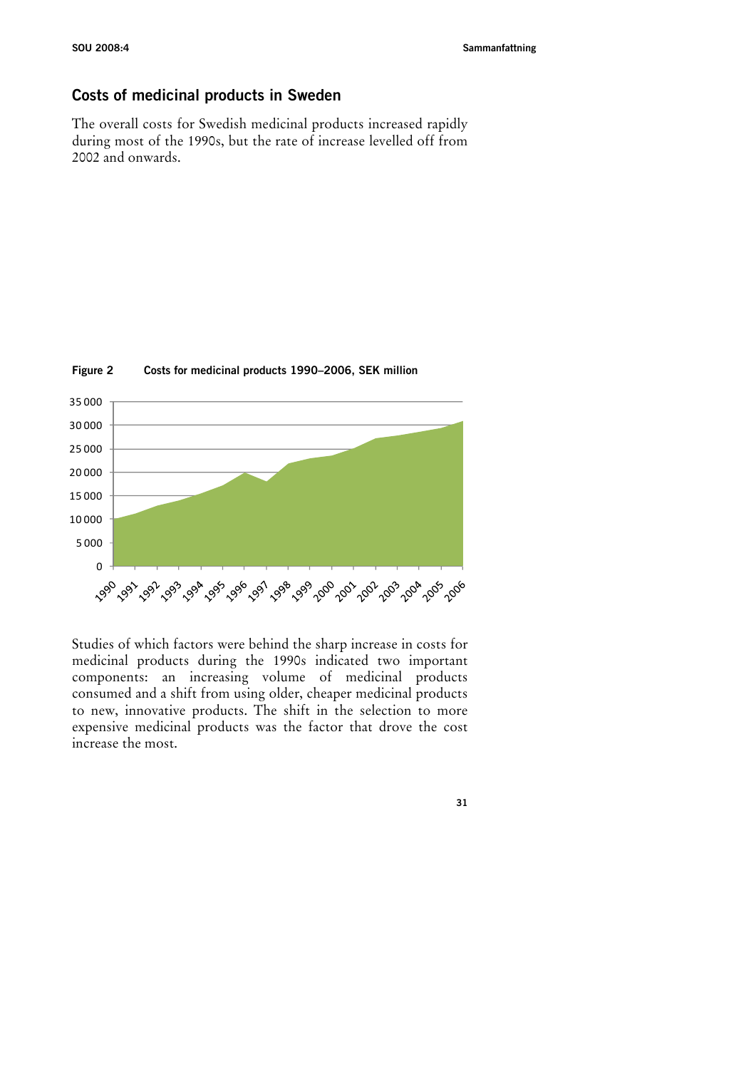## Costs of medicinal products in Sweden

The overall costs for Swedish medicinal products increased rapidly during most of the 1990s, but the rate of increase levelled off from 2002 and onwards.

**Figure 2 Costs for medicinal products 1990–2006, SEK million**

Studies of which factors were behind the sharp increase in costs for medicinal products during the 1990s indicated two important components: an increasing volume of medicinal products consumed and a shift from using older, cheaper medicinal products to new, innovative products. The shift in the selection to more expensive medicinal products was the factor that drove the cost increase the most.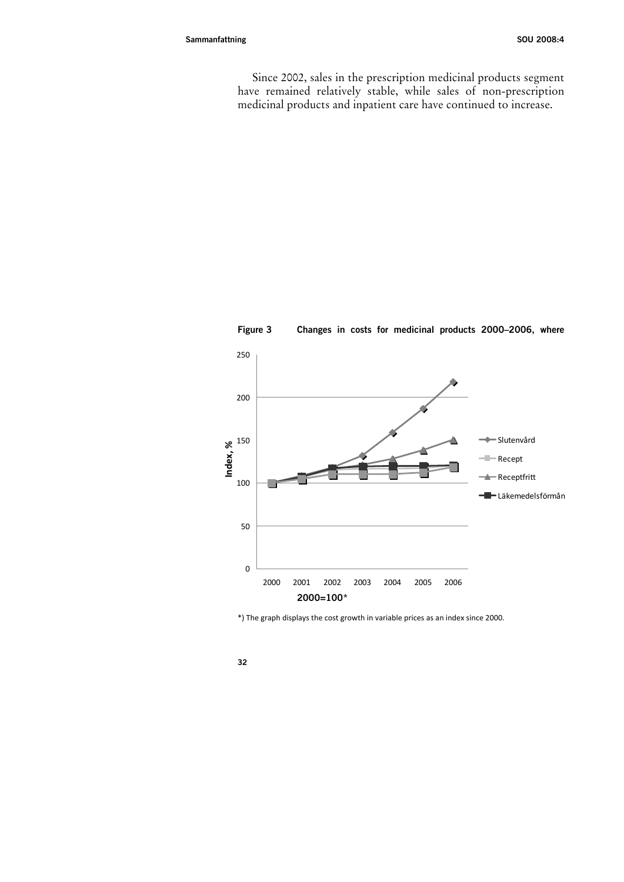Since 2002, sales in the prescription medicinal products segment have remained relatively stable, while sales of non-prescription medicinal products and inpatient care have continued to increase.

**Figure 3 Changes in costs for medicinal products 2000–2006, where**

*) The graph displays the cost growth in variable prices as an index since 2000.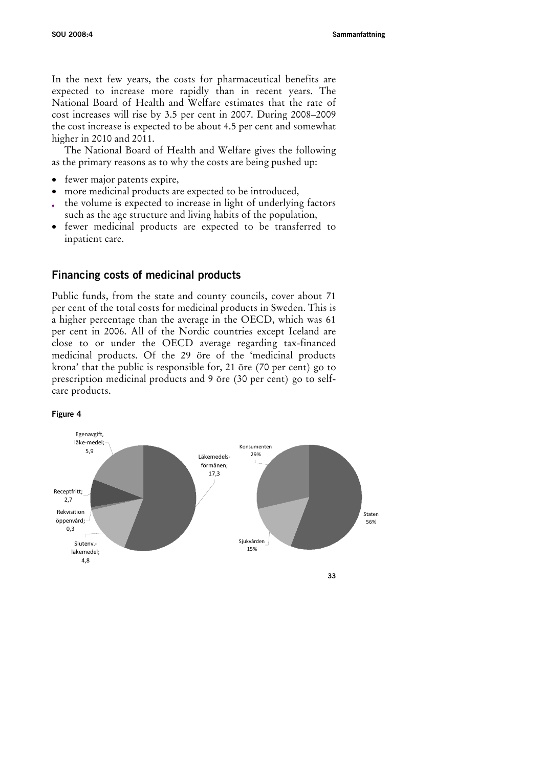In the next few years, the costs for pharmaceutical benefits are expected to increase more rapidly than in recent years. The National Board of Health and Welfare estimates that the rate of cost increases will rise by 3.5 per cent in 2007. During 2008–2009 the cost increase is expected to be about 4.5 per cent and somewhat higher in 2010 and 2011.

The National Board of Health and Welfare gives the following as the primary reasons as to why the costs are being pushed up:

- fewer major patents expire,
- more medicinal products are expected to be introduced,
- the volume is expected to increase in light of underlying factors such as the age structure and living habits of the population,
- fewer medicinal products are expected to be transferred to inpatient care.

## Financing costs of medicinal products

Public funds, from the state and county councils, cover about 71 per cent of the total costs for medicinal products in Sweden. This is a higher percentage than the average in the OECD, which was 61 per cent in 2006. All of the Nordic countries except Iceland are close to or under the OECD average regarding tax-financed medicinal products. Of the 29 öre of the 'medicinal products krona' that the public is responsible for, 21 öre (70 per cent) go to prescription medicinal products and 9 öre (30 per cent) go to self-care products.

**Figure 4**

Egenavgift, läke-medel; 5,9
Läkemedels-förmånen; 17,3
Receptfritt; 2,7
Rekvisition öppenvård; 0,3
Slutenv.-läkemedel; 4,8

Konsumenten 29%
Staten 56%
Sjukvården 15%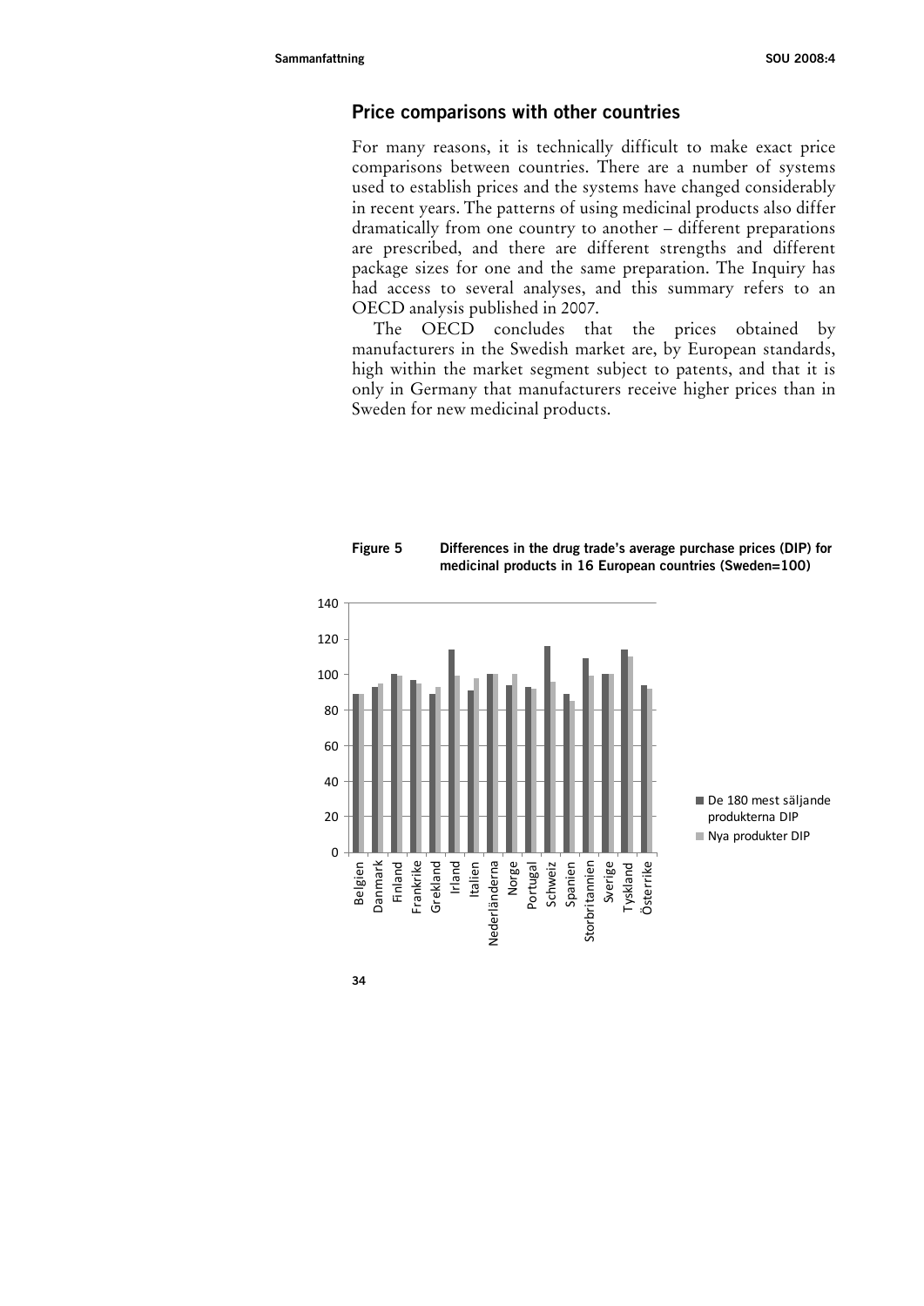## Price comparisons with other countries

For many reasons, it is technically difficult to make exact price comparisons between countries. There are a number of systems used to establish prices and the systems have changed considerably in recent years. The patterns of using medicinal products also differ dramatically from one country to another – different preparations are prescribed, and there are different strengths and different package sizes for one and the same preparation. The Inquiry has had access to several analyses, and this summary refers to an OECD analysis published in 2007.

The OECD concludes that the prices obtained by manufacturers in the Swedish market are, by European standards, high within the market segment subject to patents, and that it is only in Germany that manufacturers receive higher prices than in Sweden for new medicinal products.

**Figure 5** Differences in the drug trade's average purchase prices (DIP) for medicinal products in 16 European countries (Sweden=100)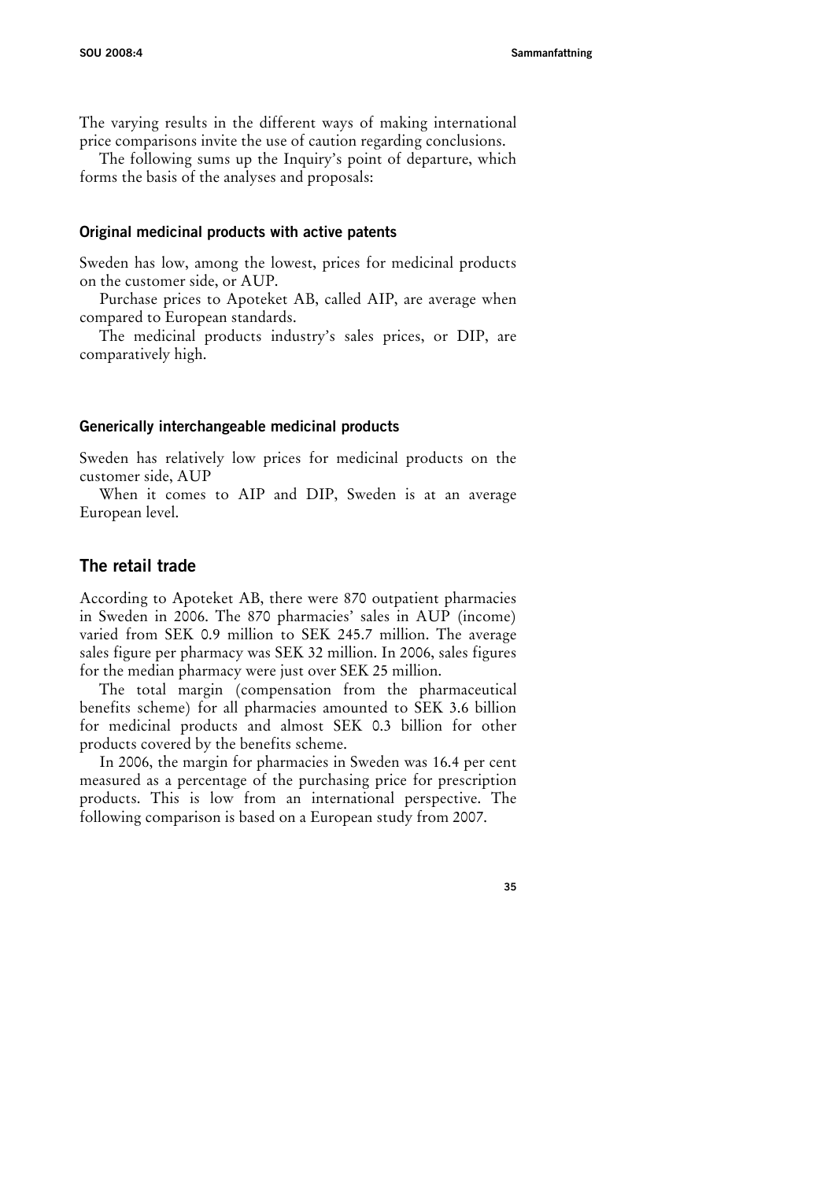The varying results in the different ways of making international price comparisons invite the use of caution regarding conclusions.

The following sums up the Inquiry's point of departure, which forms the basis of the analyses and proposals:

### Original medicinal products with active patents

Sweden has low, among the lowest, prices for medicinal products on the customer side, or AUP.

Purchase prices to Apoteket AB, called AIP, are average when compared to European standards.

The medicinal products industry's sales prices, or DIP, are comparatively high.

### Generically interchangeable medicinal products

Sweden has relatively low prices for medicinal products on the customer side, AUP

When it comes to AIP and DIP, Sweden is at an average European level.

## The retail trade

According to Apoteket AB, there were 870 outpatient pharmacies in Sweden in 2006. The 870 pharmacies' sales in AUP (income) varied from SEK 0.9 million to SEK 245.7 million. The average sales figure per pharmacy was SEK 32 million. In 2006, sales figures for the median pharmacy were just over SEK 25 million.

The total margin (compensation from the pharmaceutical benefits scheme) for all pharmacies amounted to SEK 3.6 billion for medicinal products and almost SEK 0.3 billion for other products covered by the benefits scheme.

In 2006, the margin for pharmacies in Sweden was 16.4 per cent measured as a percentage of the purchasing price for prescription products. This is low from an international perspective. The following comparison is based on a European study from 2007.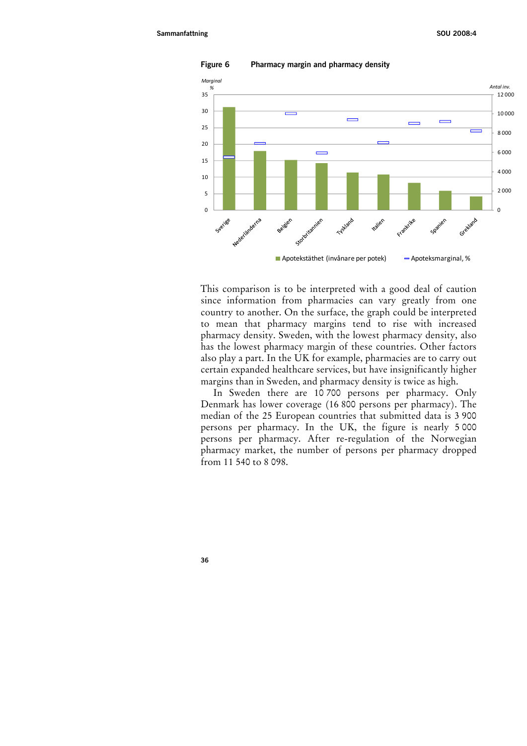**Figure 6 Pharmacy margin and pharmacy density**

This comparison is to be interpreted with a good deal of caution since information from pharmacies can vary greatly from one country to another. On the surface, the graph could be interpreted to mean that pharmacy margins tend to rise with increased pharmacy density. Sweden, with the lowest pharmacy density, also has the lowest pharmacy margin of these countries. Other factors also play a part. In the UK for example, pharmacies are to carry out certain expanded healthcare services, but have insignificantly higher margins than in Sweden, and pharmacy density is twice as high.

In Sweden there are 10 700 persons per pharmacy. Only Denmark has lower coverage (16 800 persons per pharmacy). The median of the 25 European countries that submitted data is 3 900 persons per pharmacy. In the UK, the figure is nearly 5 000 persons per pharmacy. After re-regulation of the Norwegian pharmacy market, the number of persons per pharmacy dropped from 11 540 to 8 098.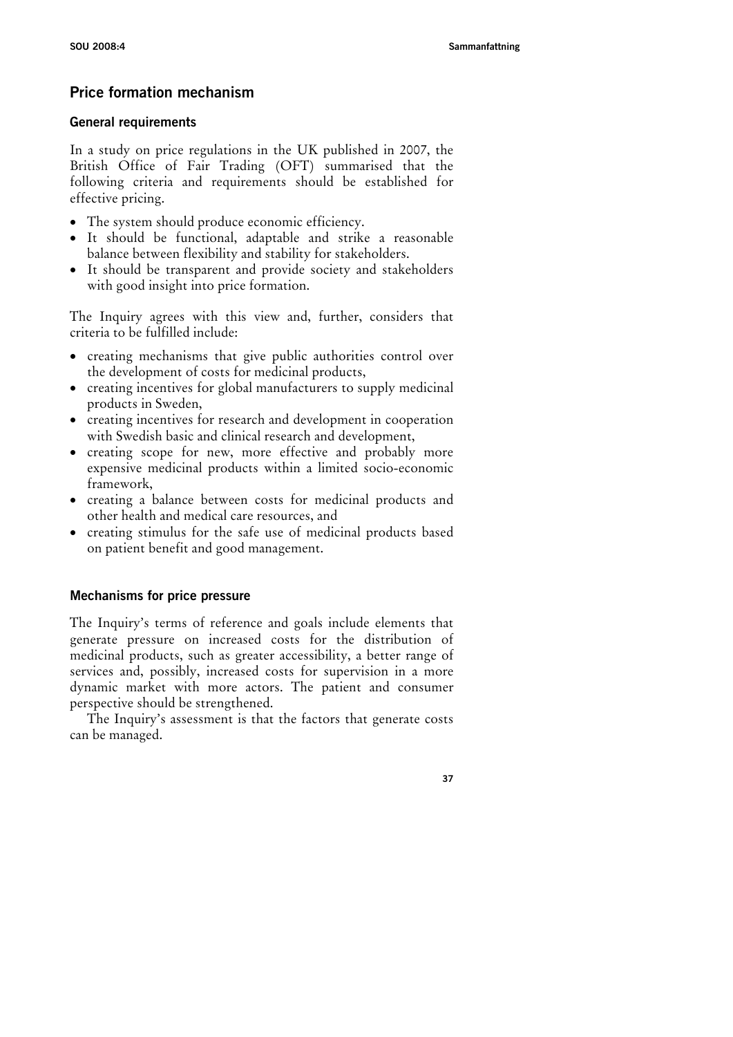## Price formation mechanism

### General requirements

In a study on price regulations in the UK published in 2007, the British Office of Fair Trading (OFT) summarised that the following criteria and requirements should be established for effective pricing.

- The system should produce economic efficiency.
- It should be functional, adaptable and strike a reasonable balance between flexibility and stability for stakeholders.
- It should be transparent and provide society and stakeholders with good insight into price formation.

The Inquiry agrees with this view and, further, considers that criteria to be fulfilled include:

- creating mechanisms that give public authorities control over the development of costs for medicinal products,
- creating incentives for global manufacturers to supply medicinal products in Sweden,
- creating incentives for research and development in cooperation with Swedish basic and clinical research and development,
- creating scope for new, more effective and probably more expensive medicinal products within a limited socio-economic framework,
- creating a balance between costs for medicinal products and other health and medical care resources, and
- creating stimulus for the safe use of medicinal products based on patient benefit and good management.

### Mechanisms for price pressure

The Inquiry's terms of reference and goals include elements that generate pressure on increased costs for the distribution of medicinal products, such as greater accessibility, a better range of services and, possibly, increased costs for supervision in a more dynamic market with more actors. The patient and consumer perspective should be strengthened.

The Inquiry's assessment is that the factors that generate costs can be managed.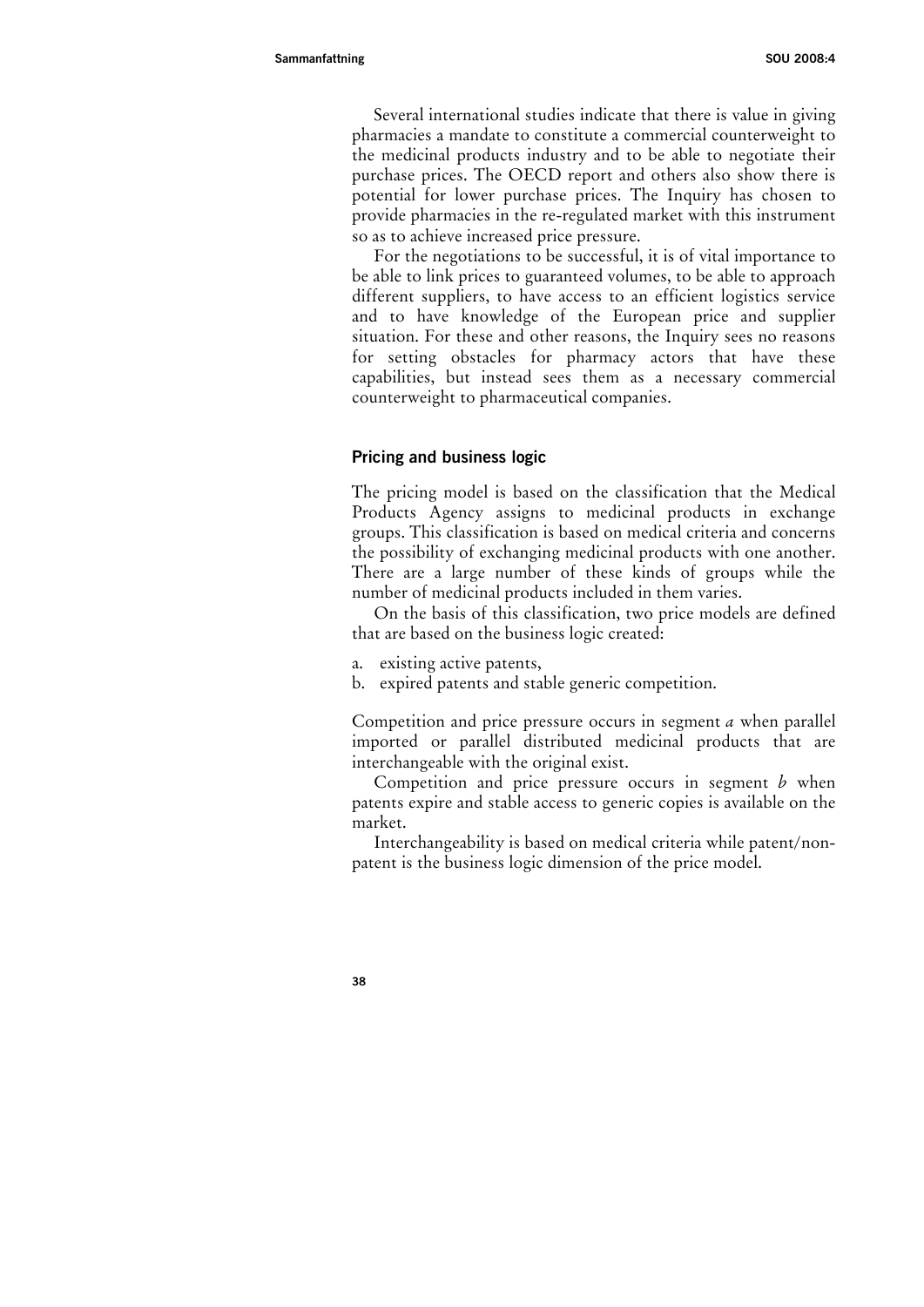Several international studies indicate that there is value in giving pharmacies a mandate to constitute a commercial counterweight to the medicinal products industry and to be able to negotiate their purchase prices. The OECD report and others also show there is potential for lower purchase prices. The Inquiry has chosen to provide pharmacies in the re-regulated market with this instrument so as to achieve increased price pressure.

For the negotiations to be successful, it is of vital importance to be able to link prices to guaranteed volumes, to be able to approach different suppliers, to have access to an efficient logistics service and to have knowledge of the European price and supplier situation. For these and other reasons, the Inquiry sees no reasons for setting obstacles for pharmacy actors that have these capabilities, but instead sees them as a necessary commercial counterweight to pharmaceutical companies.

### Pricing and business logic

The pricing model is based on the classification that the Medical Products Agency assigns to medicinal products in exchange groups. This classification is based on medical criteria and concerns the possibility of exchanging medicinal products with one another. There are a large number of these kinds of groups while the number of medicinal products included in them varies.

On the basis of this classification, two price models are defined that are based on the business logic created:

a. existing active patents,
b. expired patents and stable generic competition.

Competition and price pressure occurs in segment *a* when parallel imported or parallel distributed medicinal products that are interchangeable with the original exist.

Competition and price pressure occurs in segment *b* when patents expire and stable access to generic copies is available on the market.

Interchangeability is based on medical criteria while patent/non-patent is the business logic dimension of the price model.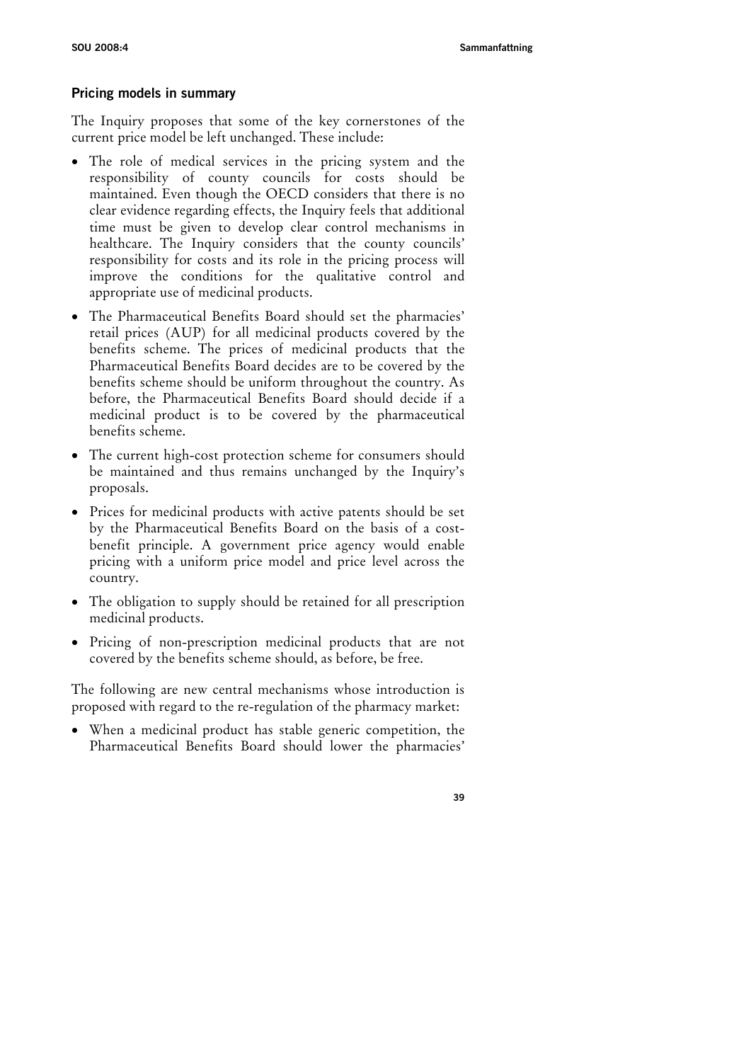### Pricing models in summary

The Inquiry proposes that some of the key cornerstones of the current price model be left unchanged. These include:

- The role of medical services in the pricing system and the responsibility of county councils for costs should be maintained. Even though the OECD considers that there is no clear evidence regarding effects, the Inquiry feels that additional time must be given to develop clear control mechanisms in healthcare. The Inquiry considers that the county councils' responsibility for costs and its role in the pricing process will improve the conditions for the qualitative control and appropriate use of medicinal products.
- The Pharmaceutical Benefits Board should set the pharmacies' retail prices (AUP) for all medicinal products covered by the benefits scheme. The prices of medicinal products that the Pharmaceutical Benefits Board decides are to be covered by the benefits scheme should be uniform throughout the country. As before, the Pharmaceutical Benefits Board should decide if a medicinal product is to be covered by the pharmaceutical benefits scheme.
- The current high-cost protection scheme for consumers should be maintained and thus remains unchanged by the Inquiry's proposals.
- Prices for medicinal products with active patents should be set by the Pharmaceutical Benefits Board on the basis of a cost-benefit principle. A government price agency would enable pricing with a uniform price model and price level across the country.
- The obligation to supply should be retained for all prescription medicinal products.
- Pricing of non-prescription medicinal products that are not covered by the benefits scheme should, as before, be free.

The following are new central mechanisms whose introduction is proposed with regard to the re-regulation of the pharmacy market:

- When a medicinal product has stable generic competition, the Pharmaceutical Benefits Board should lower the pharmacies'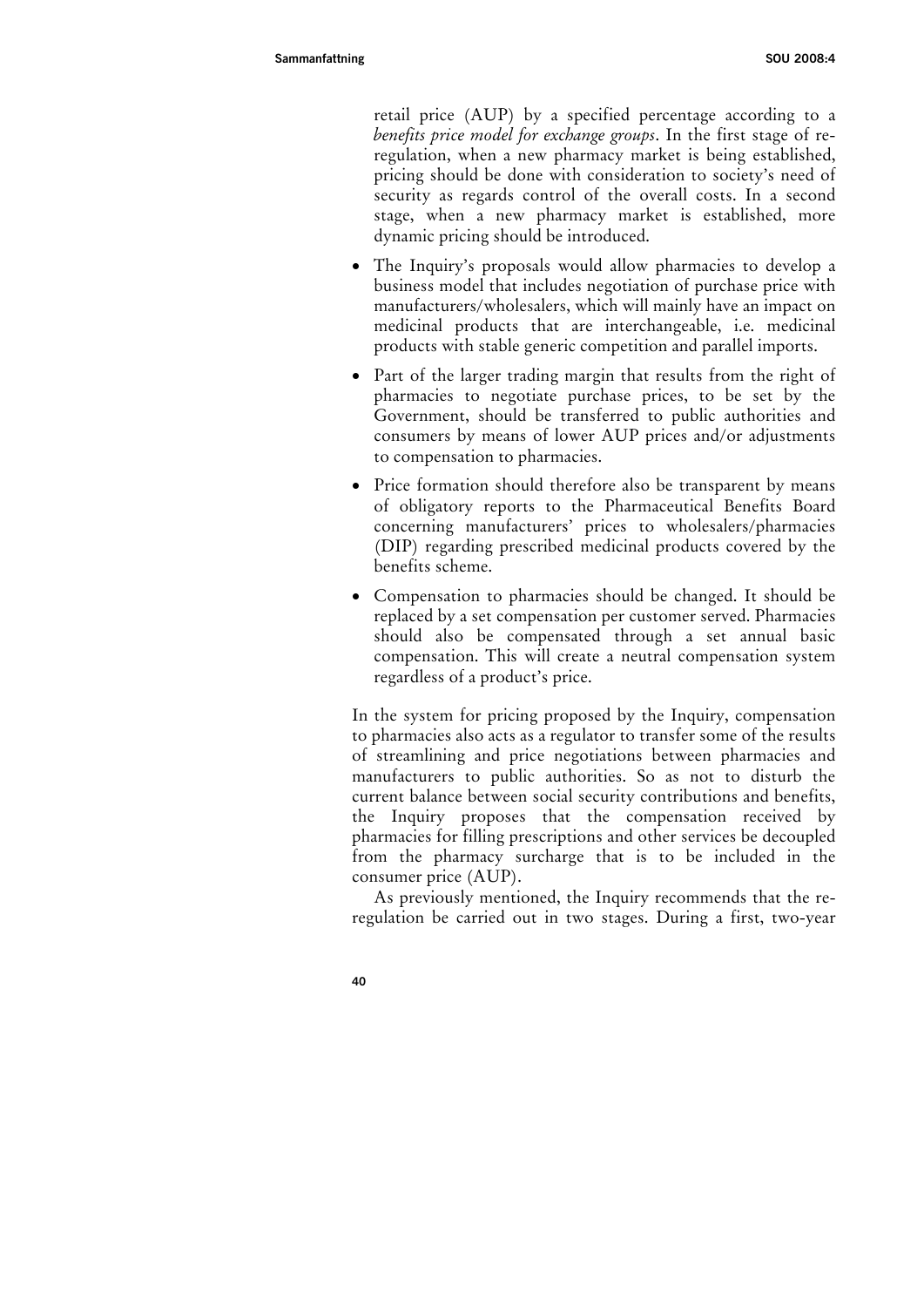retail price (AUP) by a specified percentage according to a *benefits price model for exchange groups*. In the first stage of re-regulation, when a new pharmacy market is being established, pricing should be done with consideration to society's need of security as regards control of the overall costs. In a second stage, when a new pharmacy market is established, more dynamic pricing should be introduced.

- The Inquiry's proposals would allow pharmacies to develop a business model that includes negotiation of purchase price with manufacturers/wholesalers, which will mainly have an impact on medicinal products that are interchangeable, i.e. medicinal products with stable generic competition and parallel imports.
- Part of the larger trading margin that results from the right of pharmacies to negotiate purchase prices, to be set by the Government, should be transferred to public authorities and consumers by means of lower AUP prices and/or adjustments to compensation to pharmacies.
- Price formation should therefore also be transparent by means of obligatory reports to the Pharmaceutical Benefits Board concerning manufacturers' prices to wholesalers/pharmacies (DIP) regarding prescribed medicinal products covered by the benefits scheme.
- Compensation to pharmacies should be changed. It should be replaced by a set compensation per customer served. Pharmacies should also be compensated through a set annual basic compensation. This will create a neutral compensation system regardless of a product's price.

In the system for pricing proposed by the Inquiry, compensation to pharmacies also acts as a regulator to transfer some of the results of streamlining and price negotiations between pharmacies and manufacturers to public authorities. So as not to disturb the current balance between social security contributions and benefits, the Inquiry proposes that the compensation received by pharmacies for filling prescriptions and other services be decoupled from the pharmacy surcharge that is to be included in the consumer price (AUP).

As previously mentioned, the Inquiry recommends that the re-regulation be carried out in two stages. During a first, two-year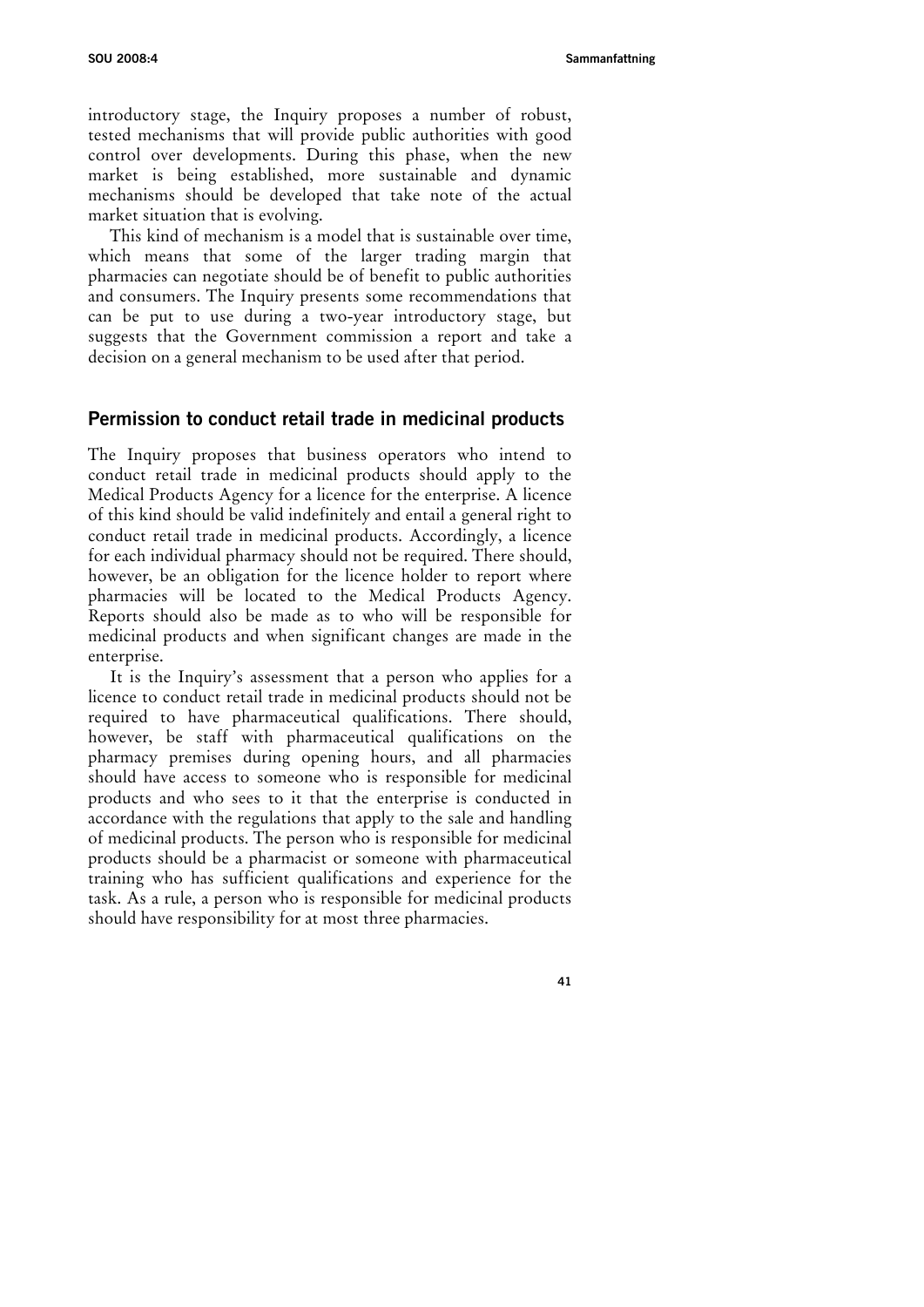introductory stage, the Inquiry proposes a number of robust, tested mechanisms that will provide public authorities with good control over developments. During this phase, when the new market is being established, more sustainable and dynamic mechanisms should be developed that take note of the actual market situation that is evolving.

This kind of mechanism is a model that is sustainable over time, which means that some of the larger trading margin that pharmacies can negotiate should be of benefit to public authorities and consumers. The Inquiry presents some recommendations that can be put to use during a two-year introductory stage, but suggests that the Government commission a report and take a decision on a general mechanism to be used after that period.

## Permission to conduct retail trade in medicinal products

The Inquiry proposes that business operators who intend to conduct retail trade in medicinal products should apply to the Medical Products Agency for a licence for the enterprise. A licence of this kind should be valid indefinitely and entail a general right to conduct retail trade in medicinal products. Accordingly, a licence for each individual pharmacy should not be required. There should, however, be an obligation for the licence holder to report where pharmacies will be located to the Medical Products Agency. Reports should also be made as to who will be responsible for medicinal products and when significant changes are made in the enterprise.

It is the Inquiry's assessment that a person who applies for a licence to conduct retail trade in medicinal products should not be required to have pharmaceutical qualifications. There should, however, be staff with pharmaceutical qualifications on the pharmacy premises during opening hours, and all pharmacies should have access to someone who is responsible for medicinal products and who sees to it that the enterprise is conducted in accordance with the regulations that apply to the sale and handling of medicinal products. The person who is responsible for medicinal products should be a pharmacist or someone with pharmaceutical training who has sufficient qualifications and experience for the task. As a rule, a person who is responsible for medicinal products should have responsibility for at most three pharmacies.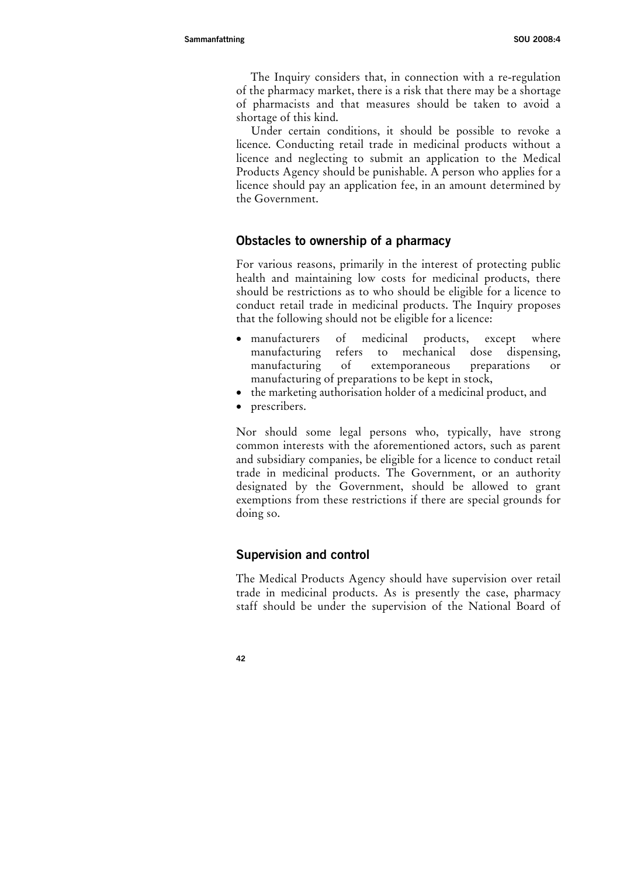The Inquiry considers that, in connection with a re-regulation of the pharmacy market, there is a risk that there may be a shortage of pharmacists and that measures should be taken to avoid a shortage of this kind.

Under certain conditions, it should be possible to revoke a licence. Conducting retail trade in medicinal products without a licence and neglecting to submit an application to the Medical Products Agency should be punishable. A person who applies for a licence should pay an application fee, in an amount determined by the Government.

## Obstacles to ownership of a pharmacy

For various reasons, primarily in the interest of protecting public health and maintaining low costs for medicinal products, there should be restrictions as to who should be eligible for a licence to conduct retail trade in medicinal products. The Inquiry proposes that the following should not be eligible for a licence:

- manufacturers of medicinal products, except where manufacturing refers to mechanical dose dispensing, manufacturing of extemporaneous preparations or manufacturing of preparations to be kept in stock,
- the marketing authorisation holder of a medicinal product, and
- prescribers.

Nor should some legal persons who, typically, have strong common interests with the aforementioned actors, such as parent and subsidiary companies, be eligible for a licence to conduct retail trade in medicinal products. The Government, or an authority designated by the Government, should be allowed to grant exemptions from these restrictions if there are special grounds for doing so.

## Supervision and control

The Medical Products Agency should have supervision over retail trade in medicinal products. As is presently the case, pharmacy staff should be under the supervision of the National Board of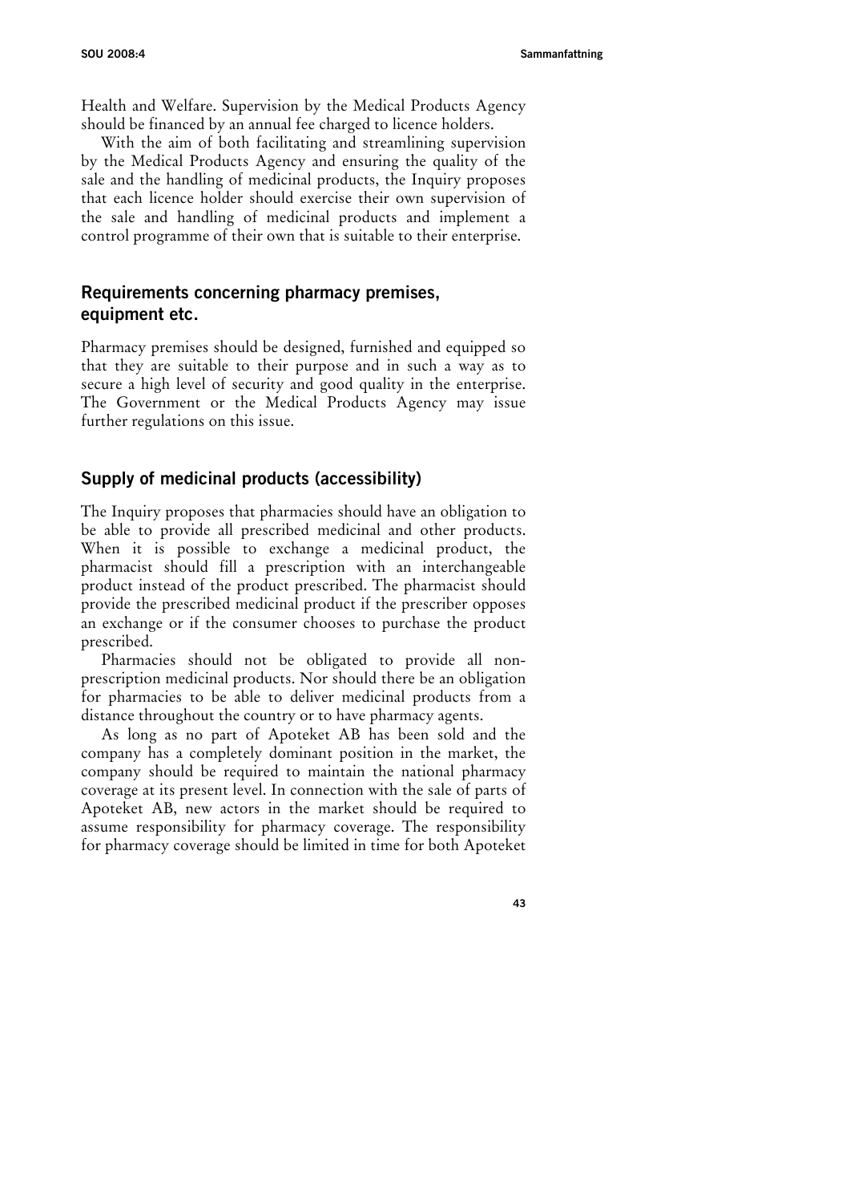Health and Welfare. Supervision by the Medical Products Agency should be financed by an annual fee charged to licence holders.

With the aim of both facilitating and streamlining supervision by the Medical Products Agency and ensuring the quality of the sale and the handling of medicinal products, the Inquiry proposes that each licence holder should exercise their own supervision of the sale and handling of medicinal products and implement a control programme of their own that is suitable to their enterprise.

## Requirements concerning pharmacy premises, equipment etc.

Pharmacy premises should be designed, furnished and equipped so that they are suitable to their purpose and in such a way as to secure a high level of security and good quality in the enterprise. The Government or the Medical Products Agency may issue further regulations on this issue.

## Supply of medicinal products (accessibility)

The Inquiry proposes that pharmacies should have an obligation to be able to provide all prescribed medicinal and other products. When it is possible to exchange a medicinal product, the pharmacist should fill a prescription with an interchangeable product instead of the product prescribed. The pharmacist should provide the prescribed medicinal product if the prescriber opposes an exchange or if the consumer chooses to purchase the product prescribed.

Pharmacies should not be obligated to provide all non-prescription medicinal products. Nor should there be an obligation for pharmacies to be able to deliver medicinal products from a distance throughout the country or to have pharmacy agents.

As long as no part of Apoteket AB has been sold and the company has a completely dominant position in the market, the company should be required to maintain the national pharmacy coverage at its present level. In connection with the sale of parts of Apoteket AB, new actors in the market should be required to assume responsibility for pharmacy coverage. The responsibility for pharmacy coverage should be limited in time for both Apoteket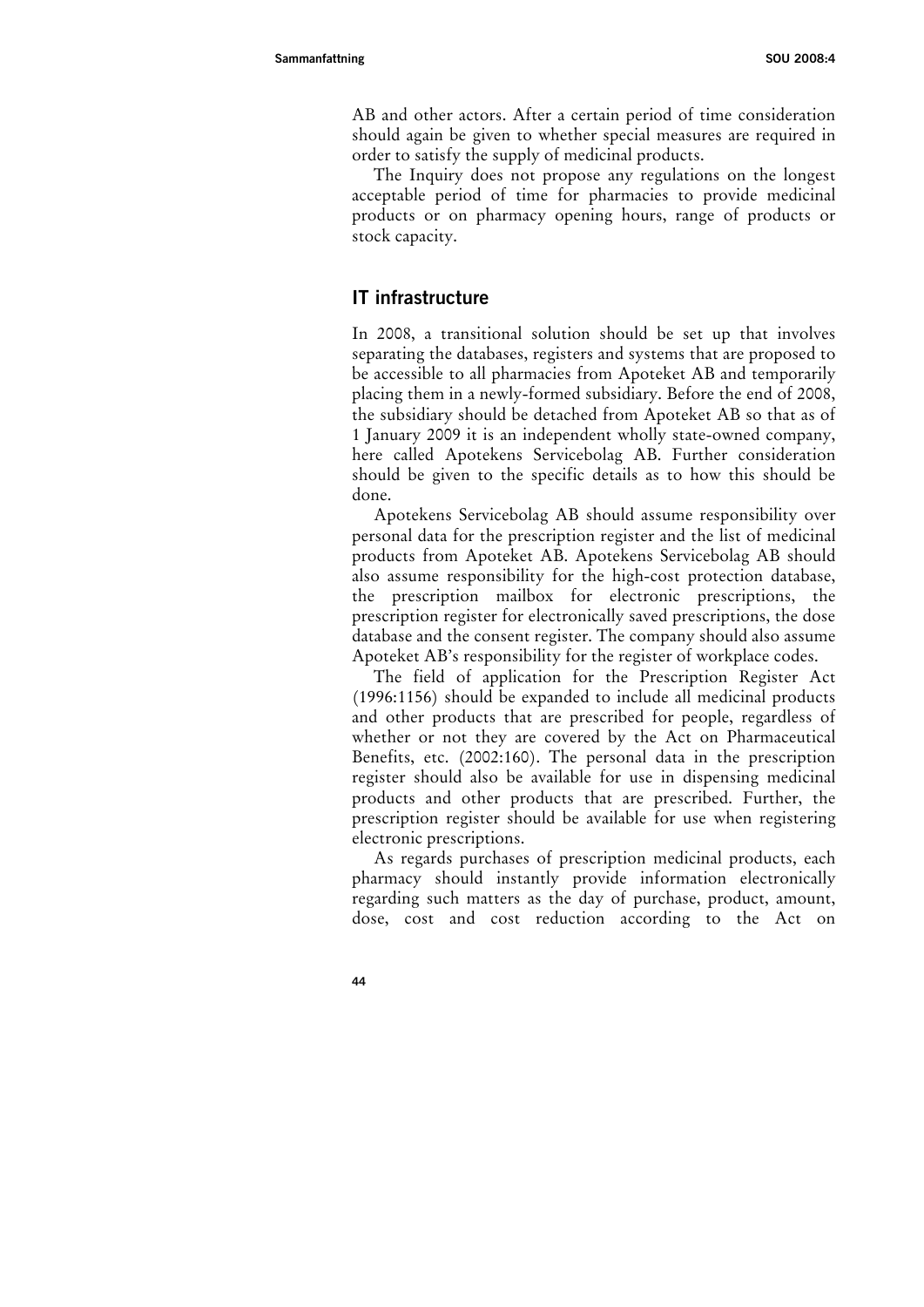AB and other actors. After a certain period of time consideration should again be given to whether special measures are required in order to satisfy the supply of medicinal products.

The Inquiry does not propose any regulations on the longest acceptable period of time for pharmacies to provide medicinal products or on pharmacy opening hours, range of products or stock capacity.

## IT infrastructure

In 2008, a transitional solution should be set up that involves separating the databases, registers and systems that are proposed to be accessible to all pharmacies from Apoteket AB and temporarily placing them in a newly-formed subsidiary. Before the end of 2008, the subsidiary should be detached from Apoteket AB so that as of 1 January 2009 it is an independent wholly state-owned company, here called Apotekens Servicebolag AB. Further consideration should be given to the specific details as to how this should be done.

Apotekens Servicebolag AB should assume responsibility over personal data for the prescription register and the list of medicinal products from Apoteket AB. Apotekens Servicebolag AB should also assume responsibility for the high-cost protection database, the prescription mailbox for electronic prescriptions, the prescription register for electronically saved prescriptions, the dose database and the consent register. The company should also assume Apoteket AB's responsibility for the register of workplace codes.

The field of application for the Prescription Register Act (1996:1156) should be expanded to include all medicinal products and other products that are prescribed for people, regardless of whether or not they are covered by the Act on Pharmaceutical Benefits, etc. (2002:160). The personal data in the prescription register should also be available for use in dispensing medicinal products and other products that are prescribed. Further, the prescription register should be available for use when registering electronic prescriptions.

As regards purchases of prescription medicinal products, each pharmacy should instantly provide information electronically regarding such matters as the day of purchase, product, amount, dose, cost and cost reduction according to the Act on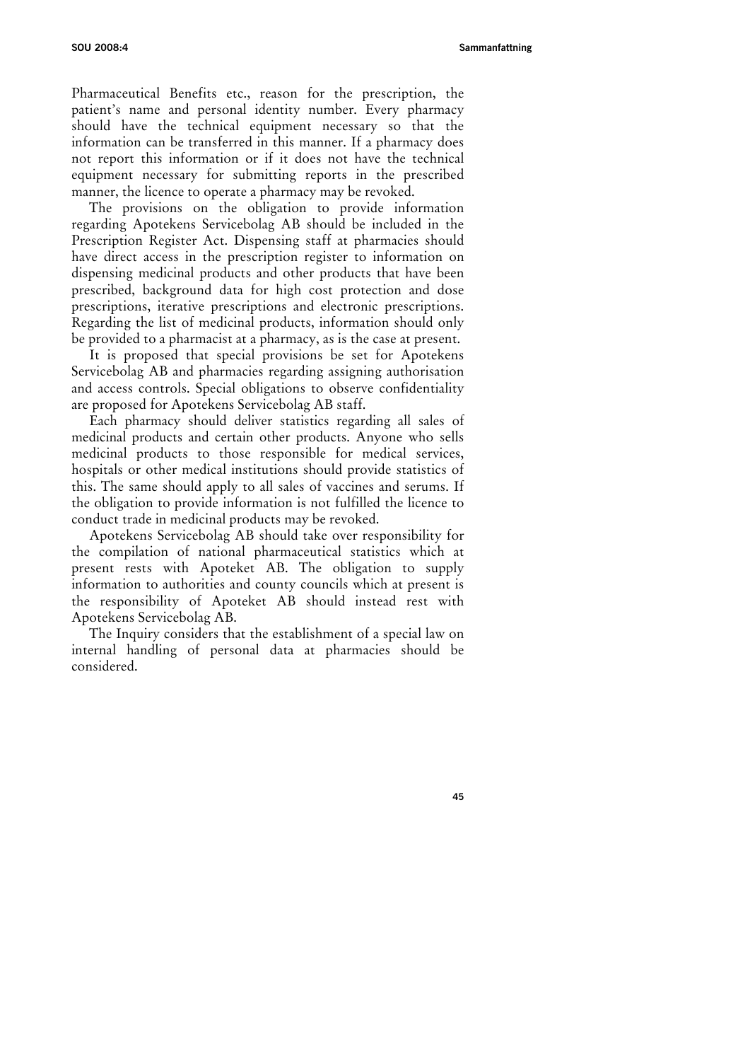Pharmaceutical Benefits etc., reason for the prescription, the patient's name and personal identity number. Every pharmacy should have the technical equipment necessary so that the information can be transferred in this manner. If a pharmacy does not report this information or if it does not have the technical equipment necessary for submitting reports in the prescribed manner, the licence to operate a pharmacy may be revoked.

The provisions on the obligation to provide information regarding Apotekens Servicebolag AB should be included in the Prescription Register Act. Dispensing staff at pharmacies should have direct access in the prescription register to information on dispensing medicinal products and other products that have been prescribed, background data for high cost protection and dose prescriptions, iterative prescriptions and electronic prescriptions. Regarding the list of medicinal products, information should only be provided to a pharmacist at a pharmacy, as is the case at present.

It is proposed that special provisions be set for Apotekens Servicebolag AB and pharmacies regarding assigning authorisation and access controls. Special obligations to observe confidentiality are proposed for Apotekens Servicebolag AB staff.

Each pharmacy should deliver statistics regarding all sales of medicinal products and certain other products. Anyone who sells medicinal products to those responsible for medical services, hospitals or other medical institutions should provide statistics of this. The same should apply to all sales of vaccines and serums. If the obligation to provide information is not fulfilled the licence to conduct trade in medicinal products may be revoked.

Apotekens Servicebolag AB should take over responsibility for the compilation of national pharmaceutical statistics which at present rests with Apoteket AB. The obligation to supply information to authorities and county councils which at present is the responsibility of Apoteket AB should instead rest with Apotekens Servicebolag AB.

The Inquiry considers that the establishment of a special law on internal handling of personal data at pharmacies should be considered.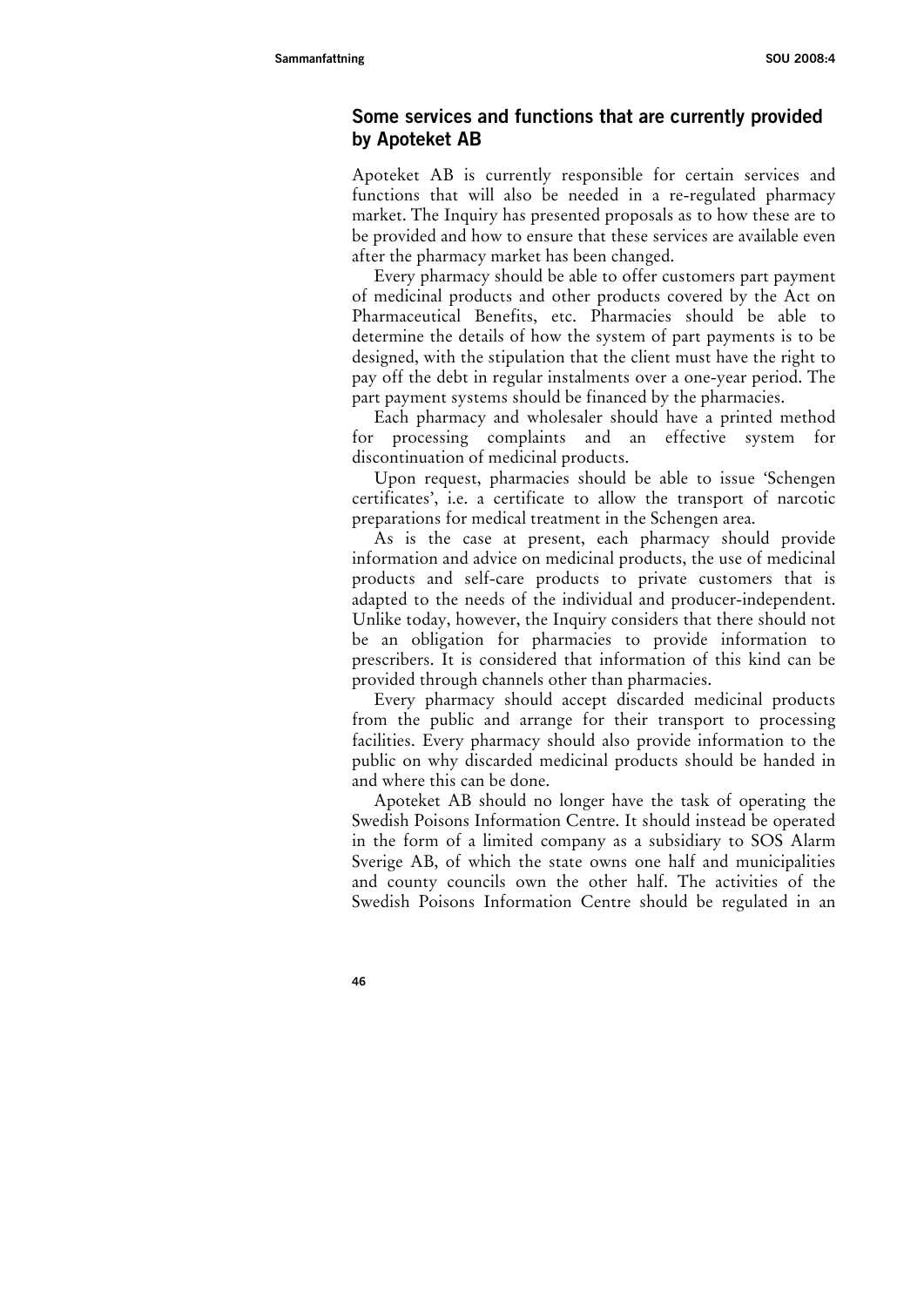## Some services and functions that are currently provided by Apoteket AB

Apoteket AB is currently responsible for certain services and functions that will also be needed in a re-regulated pharmacy market. The Inquiry has presented proposals as to how these are to be provided and how to ensure that these services are available even after the pharmacy market has been changed.

Every pharmacy should be able to offer customers part payment of medicinal products and other products covered by the Act on Pharmaceutical Benefits, etc. Pharmacies should be able to determine the details of how the system of part payments is to be designed, with the stipulation that the client must have the right to pay off the debt in regular instalments over a one-year period. The part payment systems should be financed by the pharmacies.

Each pharmacy and wholesaler should have a printed method for processing complaints and an effective system for discontinuation of medicinal products.

Upon request, pharmacies should be able to issue 'Schengen certificates', i.e. a certificate to allow the transport of narcotic preparations for medical treatment in the Schengen area.

As is the case at present, each pharmacy should provide information and advice on medicinal products, the use of medicinal products and self-care products to private customers that is adapted to the needs of the individual and producer-independent. Unlike today, however, the Inquiry considers that there should not be an obligation for pharmacies to provide information to prescribers. It is considered that information of this kind can be provided through channels other than pharmacies.

Every pharmacy should accept discarded medicinal products from the public and arrange for their transport to processing facilities. Every pharmacy should also provide information to the public on why discarded medicinal products should be handed in and where this can be done.

Apoteket AB should no longer have the task of operating the Swedish Poisons Information Centre. It should instead be operated in the form of a limited company as a subsidiary to SOS Alarm Sverige AB, of which the state owns one half and municipalities and county councils own the other half. The activities of the Swedish Poisons Information Centre should be regulated in an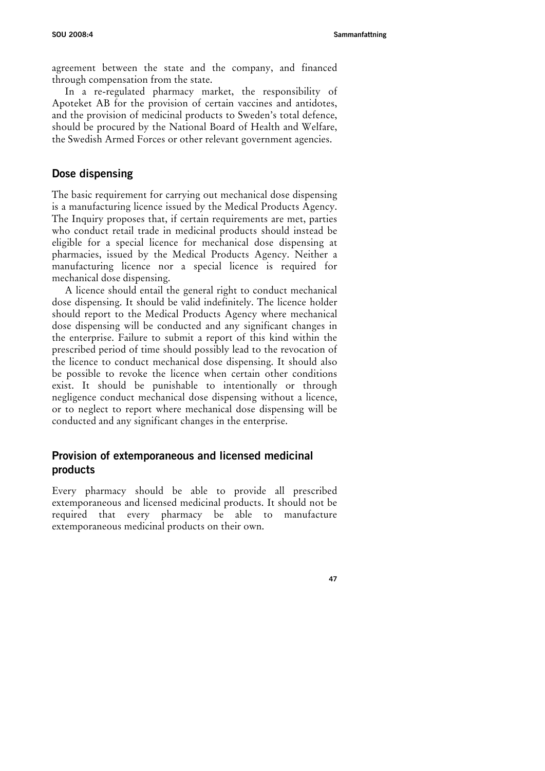agreement between the state and the company, and financed through compensation from the state.

In a re-regulated pharmacy market, the responsibility of Apoteket AB for the provision of certain vaccines and antidotes, and the provision of medicinal products to Sweden's total defence, should be procured by the National Board of Health and Welfare, the Swedish Armed Forces or other relevant government agencies.

## Dose dispensing

The basic requirement for carrying out mechanical dose dispensing is a manufacturing licence issued by the Medical Products Agency. The Inquiry proposes that, if certain requirements are met, parties who conduct retail trade in medicinal products should instead be eligible for a special licence for mechanical dose dispensing at pharmacies, issued by the Medical Products Agency. Neither a manufacturing licence nor a special licence is required for mechanical dose dispensing.

A licence should entail the general right to conduct mechanical dose dispensing. It should be valid indefinitely. The licence holder should report to the Medical Products Agency where mechanical dose dispensing will be conducted and any significant changes in the enterprise. Failure to submit a report of this kind within the prescribed period of time should possibly lead to the revocation of the licence to conduct mechanical dose dispensing. It should also be possible to revoke the licence when certain other conditions exist. It should be punishable to intentionally or through negligence conduct mechanical dose dispensing without a licence, or to neglect to report where mechanical dose dispensing will be conducted and any significant changes in the enterprise.

## Provision of extemporaneous and licensed medicinal products

Every pharmacy should be able to provide all prescribed extemporaneous and licensed medicinal products. It should not be required that every pharmacy be able to manufacture extemporaneous medicinal products on their own.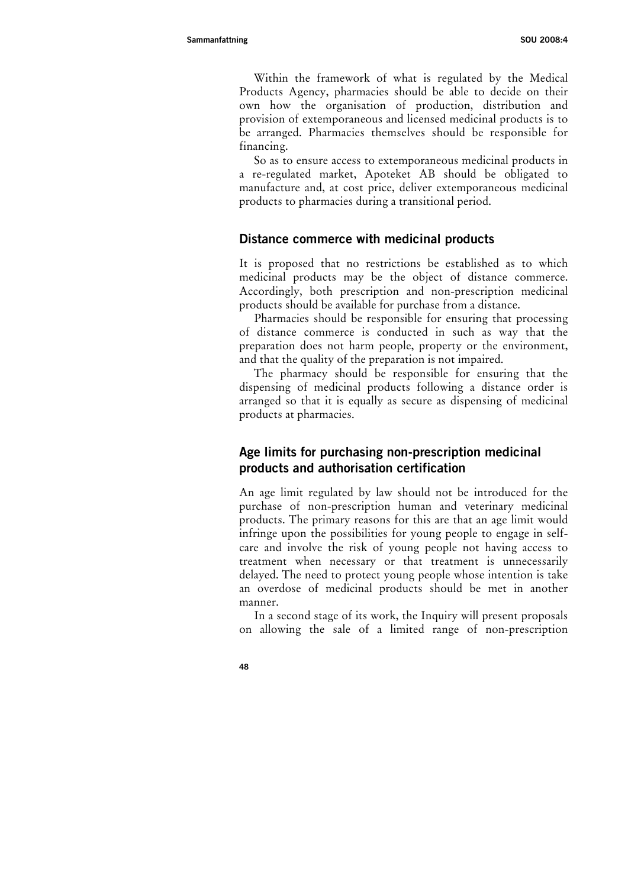Within the framework of what is regulated by the Medical Products Agency, pharmacies should be able to decide on their own how the organisation of production, distribution and provision of extemporaneous and licensed medicinal products is to be arranged. Pharmacies themselves should be responsible for financing.

So as to ensure access to extemporaneous medicinal products in a re-regulated market, Apoteket AB should be obligated to manufacture and, at cost price, deliver extemporaneous medicinal products to pharmacies during a transitional period.

## Distance commerce with medicinal products

It is proposed that no restrictions be established as to which medicinal products may be the object of distance commerce. Accordingly, both prescription and non-prescription medicinal products should be available for purchase from a distance.

Pharmacies should be responsible for ensuring that processing of distance commerce is conducted in such as way that the preparation does not harm people, property or the environment, and that the quality of the preparation is not impaired.

The pharmacy should be responsible for ensuring that the dispensing of medicinal products following a distance order is arranged so that it is equally as secure as dispensing of medicinal products at pharmacies.

## Age limits for purchasing non-prescription medicinal products and authorisation certification

An age limit regulated by law should not be introduced for the purchase of non-prescription human and veterinary medicinal products. The primary reasons for this are that an age limit would infringe upon the possibilities for young people to engage in self-care and involve the risk of young people not having access to treatment when necessary or that treatment is unnecessarily delayed. The need to protect young people whose intention is take an overdose of medicinal products should be met in another manner.

In a second stage of its work, the Inquiry will present proposals on allowing the sale of a limited range of non-prescription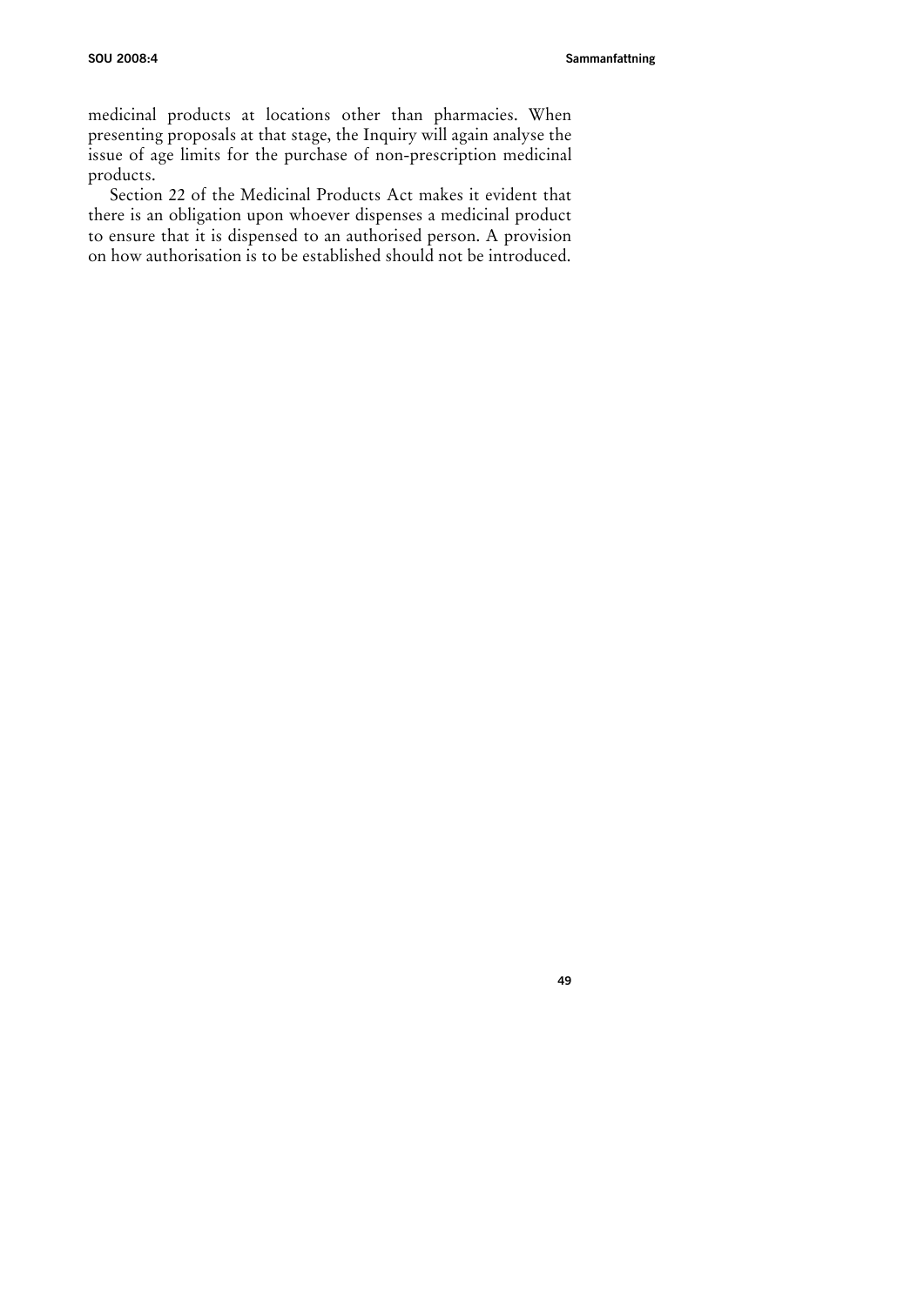medicinal products at locations other than pharmacies. When presenting proposals at that stage, the Inquiry will again analyse the issue of age limits for the purchase of non-prescription medicinal products.

Section 22 of the Medicinal Products Act makes it evident that there is an obligation upon whoever dispenses a medicinal product to ensure that it is dispensed to an authorised person. A provision on how authorisation is to be established should not be introduced.